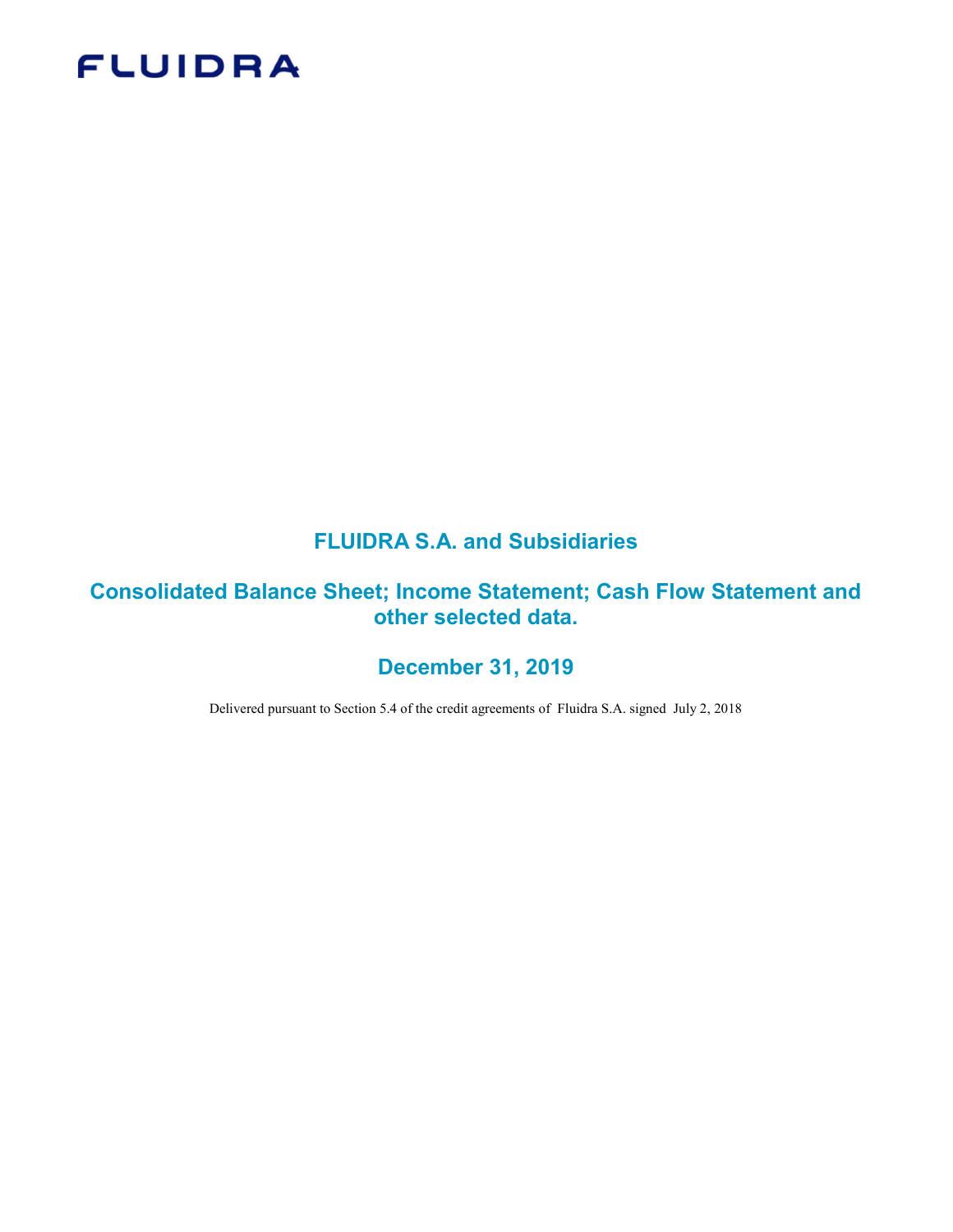FLUIDRA

# FLUIDRA S.A. and Subsidiaries

## Consolidated Balance Sheet; Income Statement; Cash Flow Statement and other selected data.

## December 31, 2019

Delivered pursuant to Section 5.4 of the credit agreements of Fluidra S.A. signed July 2, 2018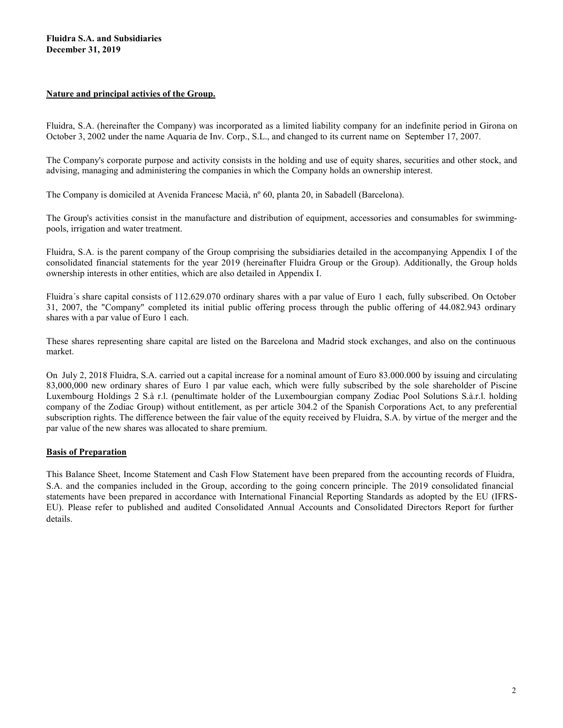**Fluidra S.A. and Subsidiaries**
**December 31, 2019**

## Nature and principal activies of the Group.

Fluidra, S.A. (hereinafter the Company) was incorporated as a limited liability company for an indefinite period in Girona on October 3, 2002 under the name Aquaria de Inv. Corp., S.L., and changed to its current name on September 17, 2007.

The Company's corporate purpose and activity consists in the holding and use of equity shares, securities and other stock, and advising, managing and administering the companies in which the Company holds an ownership interest.

The Company is domiciled at Avenida Francesc Macià, nº 60, planta 20, in Sabadell (Barcelona).

The Group's activities consist in the manufacture and distribution of equipment, accessories and consumables for swimming-pools, irrigation and water treatment.

Fluidra, S.A. is the parent company of the Group comprising the subsidiaries detailed in the accompanying Appendix I of the consolidated financial statements for the year 2019 (hereinafter Fluidra Group or the Group). Additionally, the Group holds ownership interests in other entities, which are also detailed in Appendix I.

Fluidra´s share capital consists of 112.629.070 ordinary shares with a par value of Euro 1 each, fully subscribed. On October 31, 2007, the "Company" completed its initial public offering process through the public offering of 44.082.943 ordinary shares with a par value of Euro 1 each.

These shares representing share capital are listed on the Barcelona and Madrid stock exchanges, and also on the continuous market.

On July 2, 2018 Fluidra, S.A. carried out a capital increase for a nominal amount of Euro 83.000.000 by issuing and circulating 83,000,000 new ordinary shares of Euro 1 par value each, which were fully subscribed by the sole shareholder of Piscine Luxembourg Holdings 2 S.à r.l. (penultimate holder of the Luxembourgian company Zodiac Pool Solutions S.à.r.l. holding company of the Zodiac Group) without entitlement, as per article 304.2 of the Spanish Corporations Act, to any preferential subscription rights. The difference between the fair value of the equity received by Fluidra, S.A. by virtue of the merger and the par value of the new shares was allocated to share premium.

## Basis of Preparation

This Balance Sheet, Income Statement and Cash Flow Statement have been prepared from the accounting records of Fluidra, S.A. and the companies included in the Group, according to the going concern principle. The 2019 consolidated financial statements have been prepared in accordance with International Financial Reporting Standards as adopted by the EU (IFRS-EU). Please refer to published and audited Consolidated Annual Accounts and Consolidated Directors Report for further details.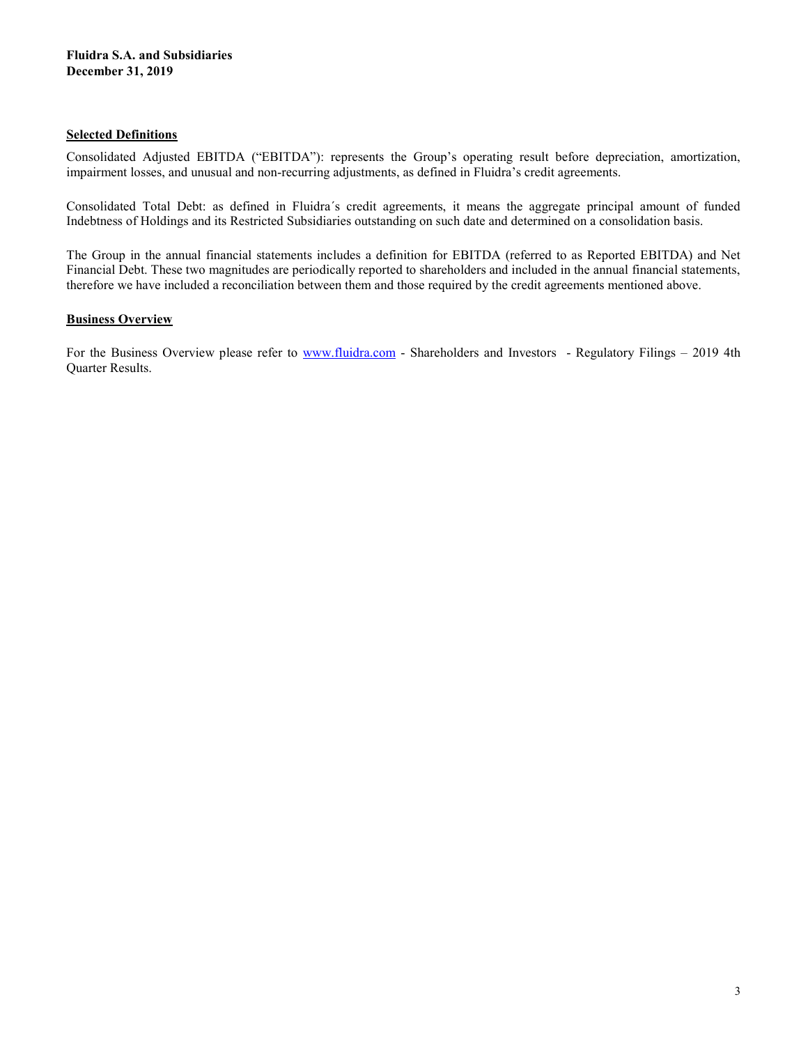## Selected Definitions

Consolidated Adjusted EBITDA ("EBITDA"): represents the Group's operating result before depreciation, amortization, impairment losses, and unusual and non-recurring adjustments, as defined in Fluidra's credit agreements.

Consolidated Total Debt: as defined in Fluidra´s credit agreements, it means the aggregate principal amount of funded Indebtness of Holdings and its Restricted Subsidiaries outstanding on such date and determined on a consolidation basis.

The Group in the annual financial statements includes a definition for EBITDA (referred to as Reported EBITDA) and Net Financial Debt. These two magnitudes are periodically reported to shareholders and included in the annual financial statements, therefore we have included a reconciliation between them and those required by the credit agreements mentioned above.

## Business Overview

For the Business Overview please refer to [www.fluidra.com](http://www.fluidra.com) - Shareholders and Investors - Regulatory Filings – 2019 4th Quarter Results.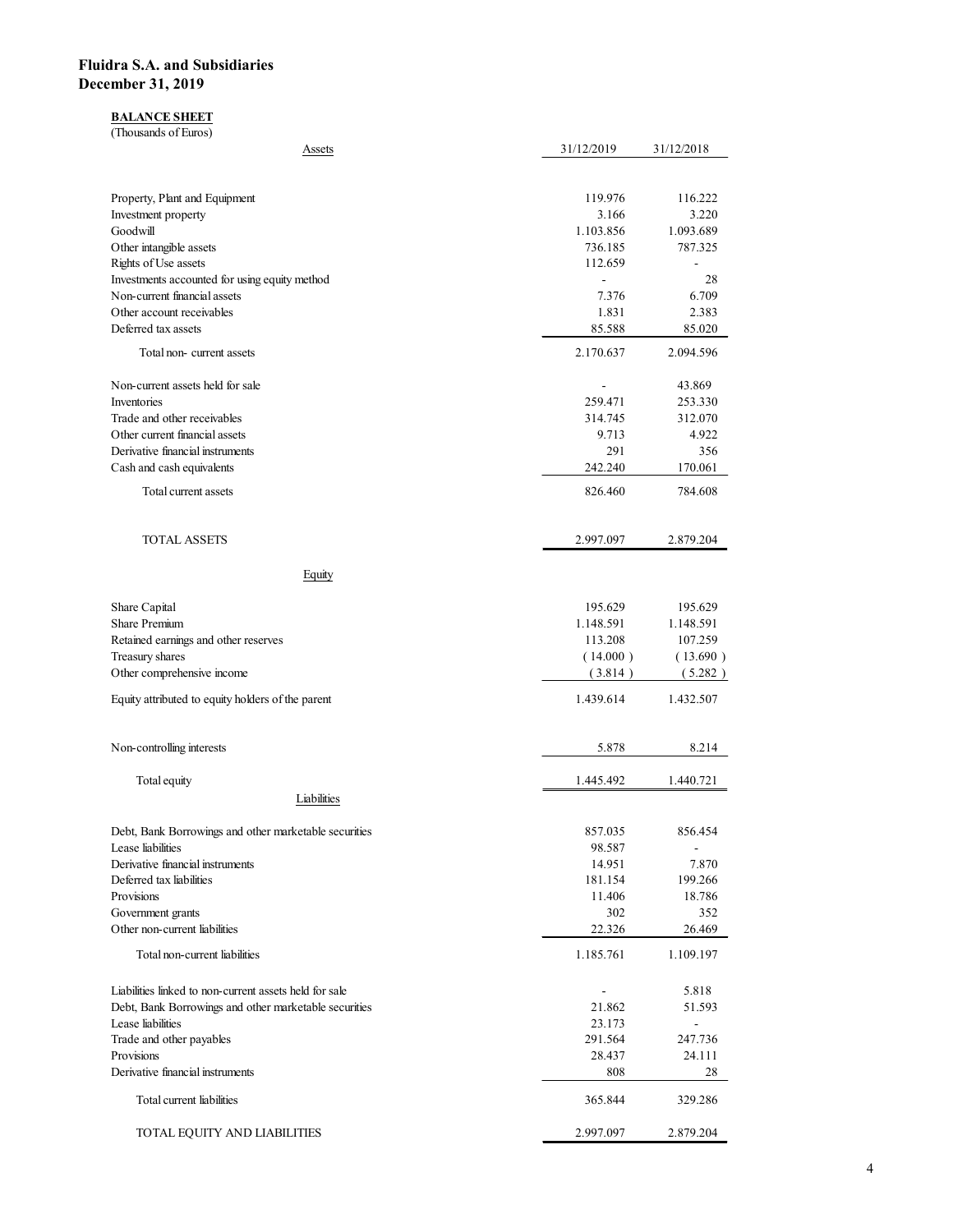# Fluidra S.A. and Subsidiaries
# December 31, 2019

**BALANCE SHEET**
(Thousands of Euros)

| Assets | 31/12/2019 | 31/12/2018 |
|---|---|---|
| Property, Plant and Equipment | 119.976 | 116.222 |
| Investment property | 3.166 | 3.220 |
| Goodwill | 1.103.856 | 1.093.689 |
| Other intangible assets | 736.185 | 787.325 |
| Rights of Use assets | 112.659 | - |
| Investments accounted for using equity method | - | 28 |
| Non-current financial assets | 7.376 | 6.709 |
| Other account receivables | 1.831 | 2.383 |
| Deferred tax assets | 85.588 | 85.020 |
| Total non- current assets | 2.170.637 | 2.094.596 |
| Non-current assets held for sale | - | 43.869 |
| Inventories | 259.471 | 253.330 |
| Trade and other receivables | 314.745 | 312.070 |
| Other current financial assets | 9.713 | 4.922 |
| Derivative financial instruments | 291 | 356 |
| Cash and cash equivalents | 242.240 | 170.061 |
| Total current assets | 826.460 | 784.608 |
| TOTAL ASSETS | 2.997.097 | 2.879.204 |
| **Equity** | | |
| Share Capital | 195.629 | 195.629 |
| Share Premium | 1.148.591 | 1.148.591 |
| Retained earnings and other reserves | 113.208 | 107.259 |
| Treasury shares | ( 14.000 ) | ( 13.690 ) |
| Other comprehensive income | ( 3.814 ) | ( 5.282 ) |
| Equity attributed to equity holders of the parent | 1.439.614 | 1.432.507 |
| Non-controlling interests | 5.878 | 8.214 |
| Total equity | 1.445.492 | 1.440.721 |
| **Liabilities** | | |
| Debt, Bank Borrowings and other marketable securities | 857.035 | 856.454 |
| Lease liabilities | 98.587 | - |
| Derivative financial instruments | 14.951 | 7.870 |
| Deferred tax liabilities | 181.154 | 199.266 |
| Provisions | 11.406 | 18.786 |
| Government grants | 302 | 352 |
| Other non-current liabilities | 22.326 | 26.469 |
| Total non-current liabilities | 1.185.761 | 1.109.197 |
| Liabilities linked to non-current assets held for sale | - | 5.818 |
| Debt, Bank Borrowings and other marketable securities | 21.862 | 51.593 |
| Lease liabilities | 23.173 | - |
| Trade and other payables | 291.564 | 247.736 |
| Provisions | 28.437 | 24.111 |
| Derivative financial instruments | 808 | 28 |
| Total current liabilities | 365.844 | 329.286 |
| TOTAL EQUITY AND LIABILITIES | 2.997.097 | 2.879.204 |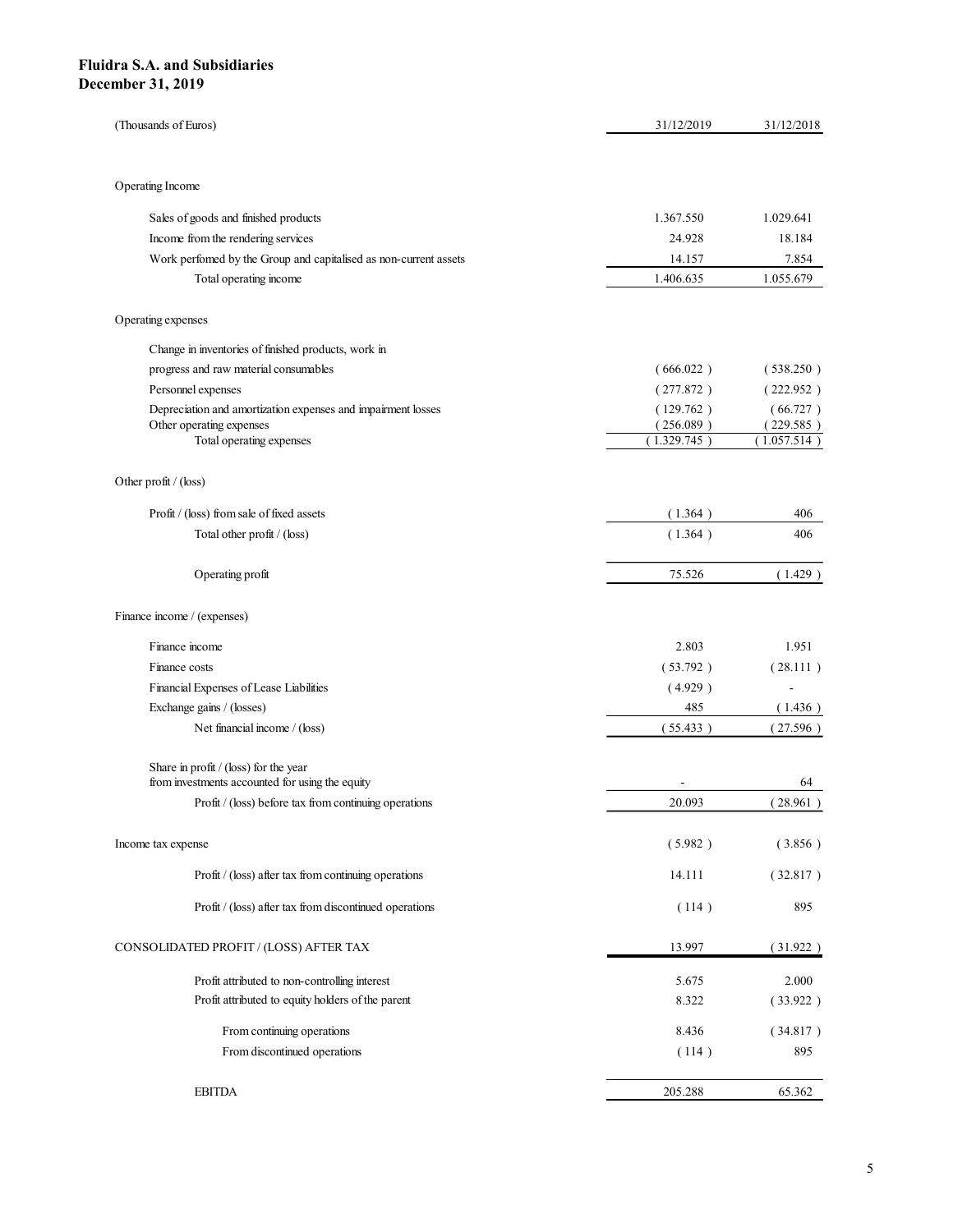**Fluidra S.A. and Subsidiaries**
**December 31, 2019**

| (Thousands of Euros) | 31/12/2019 | 31/12/2018 |
|---|---|---|
| Operating Income | | |
| Sales of goods and finished products | 1.367.550 | 1.029.641 |
| Income from the rendering services | 24.928 | 18.184 |
| Work perfomed by the Group and capitalised as non-current assets | 14.157 | 7.854 |
| Total operating income | 1.406.635 | 1.055.679 |
| Operating expenses | | |
| Change in inventories of finished products, work in progress and raw material consumables | ( 666.022 ) | ( 538.250 ) |
| Personnel expenses | ( 277.872 ) | ( 222.952 ) |
| Depreciation and amortization expenses and impairment losses | ( 129.762 ) | ( 66.727 ) |
| Other operating expenses | ( 256.089 ) | ( 229.585 ) |
| Total operating expenses | ( 1.329.745 ) | ( 1.057.514 ) |
| Other profit / (loss) | | |
| Profit / (loss) from sale of fixed assets | ( 1.364 ) | 406 |
| Total other profit / (loss) | ( 1.364 ) | 406 |
| Operating profit | 75.526 | ( 1.429 ) |
| Finance income / (expenses) | | |
| Finance income | 2.803 | 1.951 |
| Finance costs | ( 53.792 ) | ( 28.111 ) |
| Financial Expenses of Lease Liabilities | ( 4.929 ) | - |
| Exchange gains / (losses) | 485 | ( 1.436 ) |
| Net financial income / (loss) | ( 55.433 ) | ( 27.596 ) |
| Share in profit / (loss) for the year from investments accounted for using the equity | - | 64 |
| Profit / (loss) before tax from continuing operations | 20.093 | ( 28.961 ) |
| Income tax expense | ( 5.982 ) | ( 3.856 ) |
| Profit / (loss) after tax from continuing operations | 14.111 | ( 32.817 ) |
| Profit / (loss) after tax from discontinued operations | ( 114 ) | 895 |
| CONSOLIDATED PROFIT / (LOSS) AFTER TAX | 13.997 | ( 31.922 ) |
| Profit attributed to non-controlling interest | 5.675 | 2.000 |
| Profit attributed to equity holders of the parent | 8.322 | ( 33.922 ) |
| From continuing operations | 8.436 | ( 34.817 ) |
| From discontinued operations | ( 114 ) | 895 |
| EBITDA | 205.288 | 65.362 |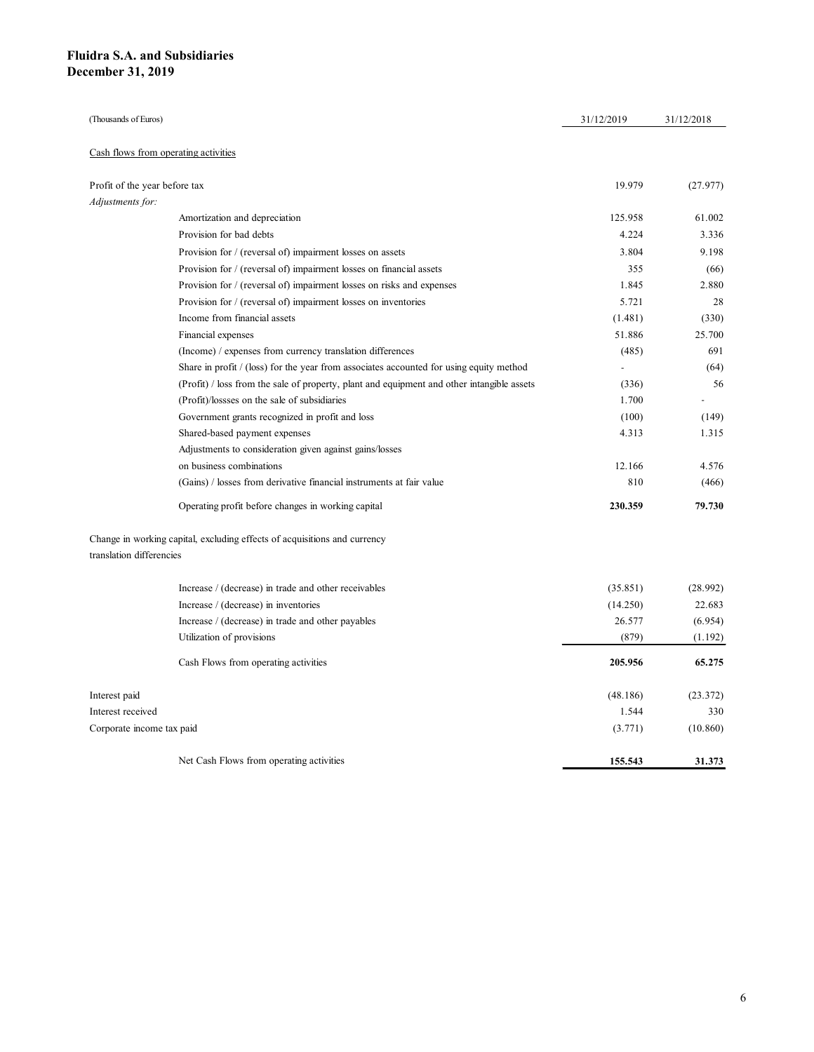**Fluidra S.A. and Subsidiaries**
**December 31, 2019**

| (Thousands of Euros) | 31/12/2019 | 31/12/2018 |
|---|---|---|
| Cash flows from operating activities | | |
| Profit of the year before tax | 19.979 | (27.977) |
| *Adjustments for:* | | |
| Amortization and depreciation | 125.958 | 61.002 |
| Provision for bad debts | 4.224 | 3.336 |
| Provision for / (reversal of) impairment losses on assets | 3.804 | 9.198 |
| Provision for / (reversal of) impairment losses on financial assets | 355 | (66) |
| Provision for / (reversal of) impairment losses on risks and expenses | 1.845 | 2.880 |
| Provision for / (reversal of) impairment losses on inventories | 5.721 | 28 |
| Income from financial assets | (1.481) | (330) |
| Financial expenses | 51.886 | 25.700 |
| (Income) / expenses from currency translation differences | (485) | 691 |
| Share in profit / (loss) for the year from associates accounted for using equity method | - | (64) |
| (Profit) / loss from the sale of property, plant and equipment and other intangible assets | (336) | 56 |
| (Profit)/lossses on the sale of subsidiaries | 1.700 | - |
| Government grants recognized in profit and loss | (100) | (149) |
| Shared-based payment expenses | 4.313 | 1.315 |
| Adjustments to consideration given against gains/losses on business combinations | 12.166 | 4.576 |
| (Gains) / losses from derivative financial instruments at fair value | 810 | (466) |
| **Operating profit before changes in working capital** | **230.359** | **79.730** |
| Change in working capital, excluding effects of acquisitions and currency translation differencies | | |
| Increase / (decrease) in trade and other receivables | (35.851) | (28.992) |
| Increase / (decrease) in inventories | (14.250) | 22.683 |
| Increase / (decrease) in trade and other payables | 26.577 | (6.954) |
| Utilization of provisions | (879) | (1.192) |
| Cash Flows from operating activities | **205.956** | **65.275** |
| Interest paid | (48.186) | (23.372) |
| Interest received | 1.544 | 330 |
| Corporate income tax paid | (3.771) | (10.860) |
| Net Cash Flows from operating activities | **155.543** | **31.373** |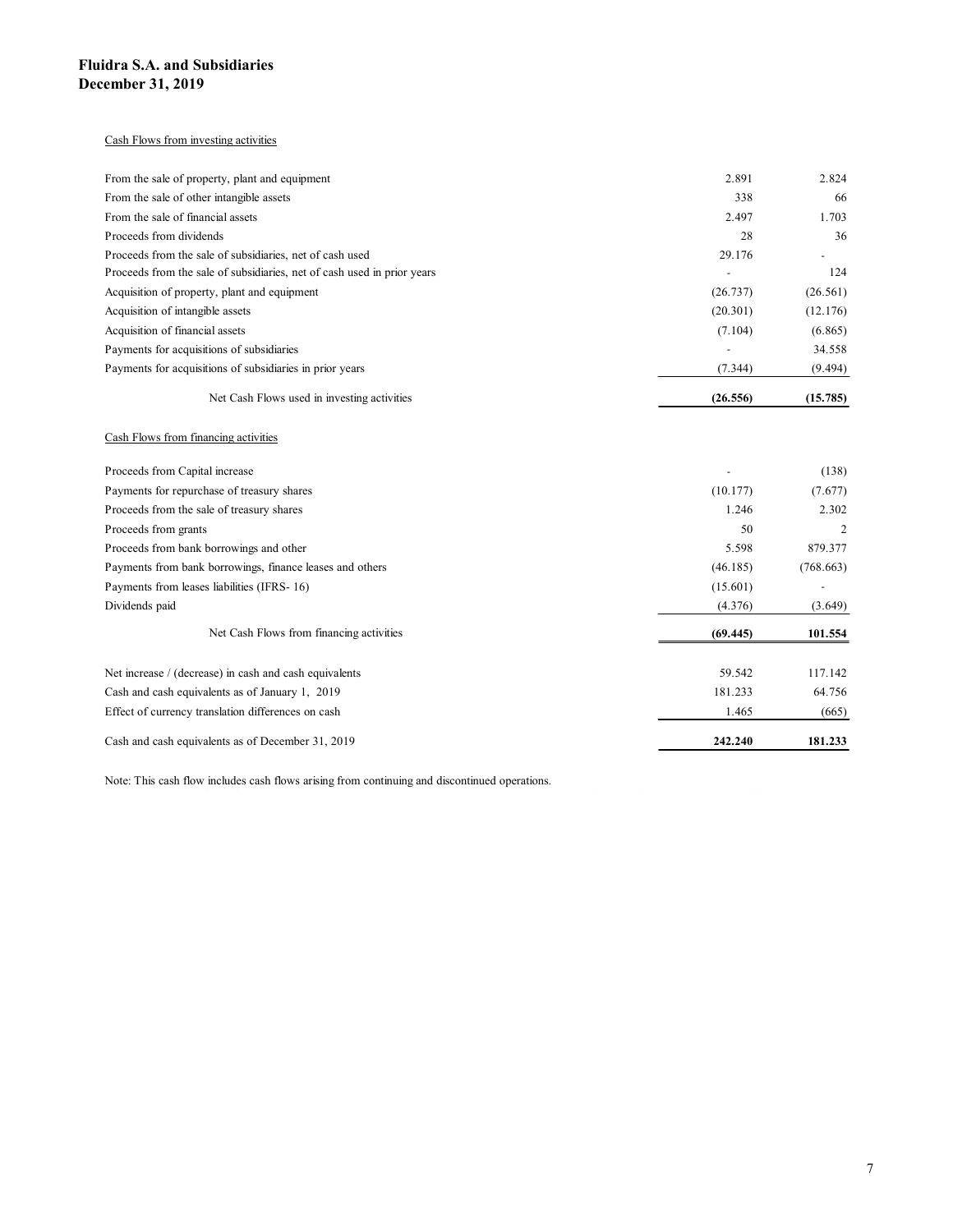**Fluidra S.A. and Subsidiaries**
**December 31, 2019**

Cash Flows from investing activities

| | | |
|---|---|---|
| From the sale of property, plant and equipment | 2.891 | 2.824 |
| From the sale of other intangible assets | 338 | 66 |
| From the sale of financial assets | 2.497 | 1.703 |
| Proceeds from dividends | 28 | 36 |
| Proceeds from the sale of subsidiaries, net of cash used | 29.176 | - |
| Proceeds from the sale of subsidiaries, net of cash used in prior years | - | 124 |
| Acquisition of property, plant and equipment | (26.737) | (26.561) |
| Acquisition of intangible assets | (20.301) | (12.176) |
| Acquisition of financial assets | (7.104) | (6.865) |
| Payments for acquisitions of subsidiaries | - | 34.558 |
| Payments for acquisitions of subsidiaries in prior years | (7.344) | (9.494) |
| Net Cash Flows used in investing activities | **(26.556)** | **(15.785)** |

Cash Flows from financing activities

| | | |
|---|---|---|
| Proceeds from Capital increase | - | (138) |
| Payments for repurchase of treasury shares | (10.177) | (7.677) |
| Proceeds from the sale of treasury shares | 1.246 | 2.302 |
| Proceeds from grants | 50 | 2 |
| Proceeds from bank borrowings and other | 5.598 | 879.377 |
| Payments from bank borrowings, finance leases and others | (46.185) | (768.663) |
| Payments from leases liabilities (IFRS- 16) | (15.601) | - |
| Dividends paid | (4.376) | (3.649) |
| Net Cash Flows from financing activities | **(69.445)** | **101.554** |

| | | |
|---|---|---|
| Net increase / (decrease) in cash and cash equivalents | 59.542 | 117.142 |
| Cash and cash equivalents as of January 1, 2019 | 181.233 | 64.756 |
| Effect of currency translation differences on cash | 1.465 | (665) |
| Cash and cash equivalents as of December 31, 2019 | **242.240** | **181.233** |

Note: This cash flow includes cash flows arising from continuing and discontinued operations.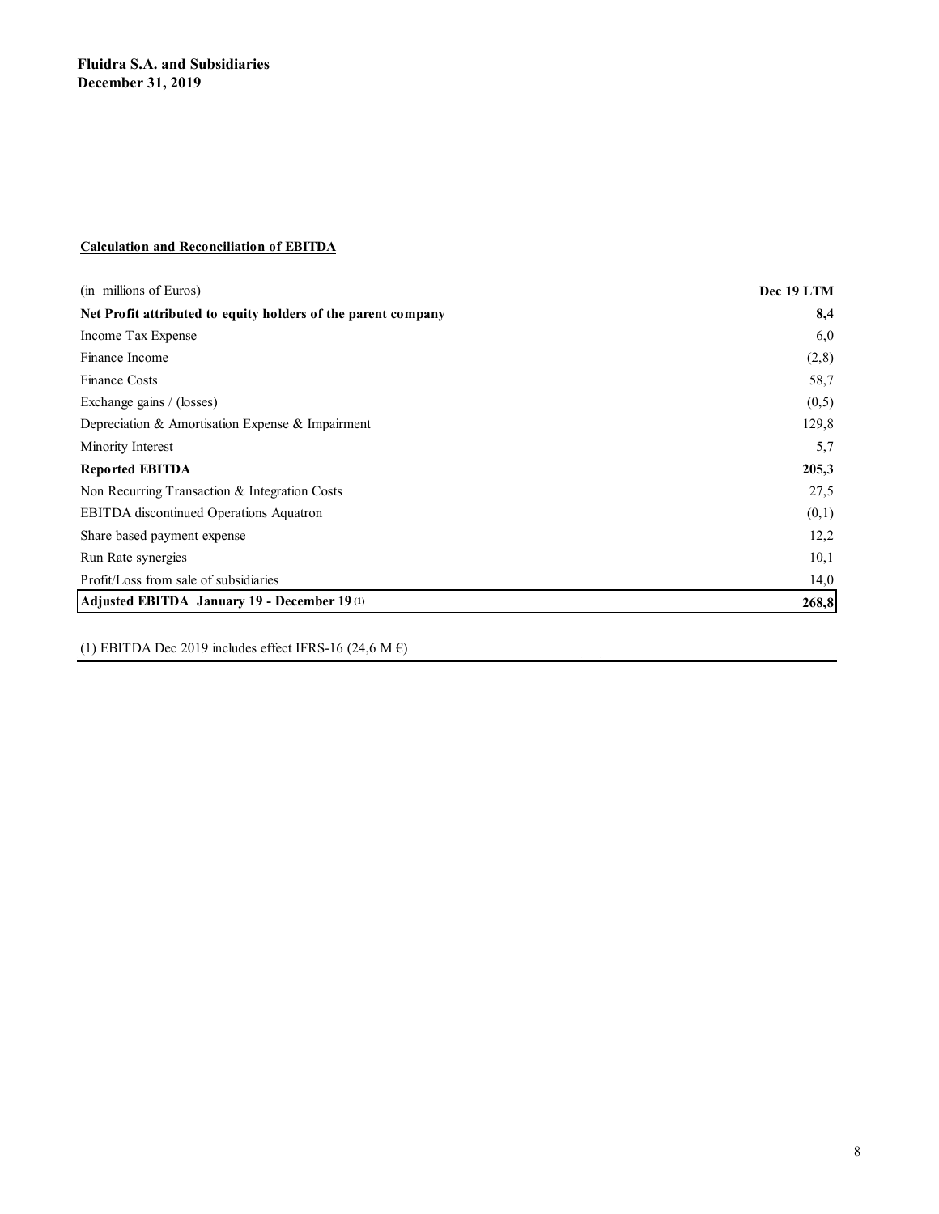**Fluidra S.A. and Subsidiaries**
**December 31, 2019**

**Calculation and Reconciliation of EBITDA**

| (in millions of Euros) | **Dec 19 LTM** |
|---|---|
| **Net Profit attributed to equity holders of the parent company** | **8,4** |
| Income Tax Expense | 6,0 |
| Finance Income | (2,8) |
| Finance Costs | 58,7 |
| Exchange gains / (losses) | (0,5) |
| Depreciation & Amortisation Expense & Impairment | 129,8 |
| Minority Interest | 5,7 |
| **Reported EBITDA** | **205,3** |
| Non Recurring Transaction & Integration Costs | 27,5 |
| EBITDA discontinued Operations Aquatron | (0,1) |
| Share based payment expense | 12,2 |
| Run Rate synergies | 10,1 |
| Profit/Loss from sale of subsidiaries | 14,0 |
| **Adjusted EBITDA January 19 - December 19 (1)** | **268,8** |

(1) EBITDA Dec 2019 includes effect IFRS-16 (24,6 M €)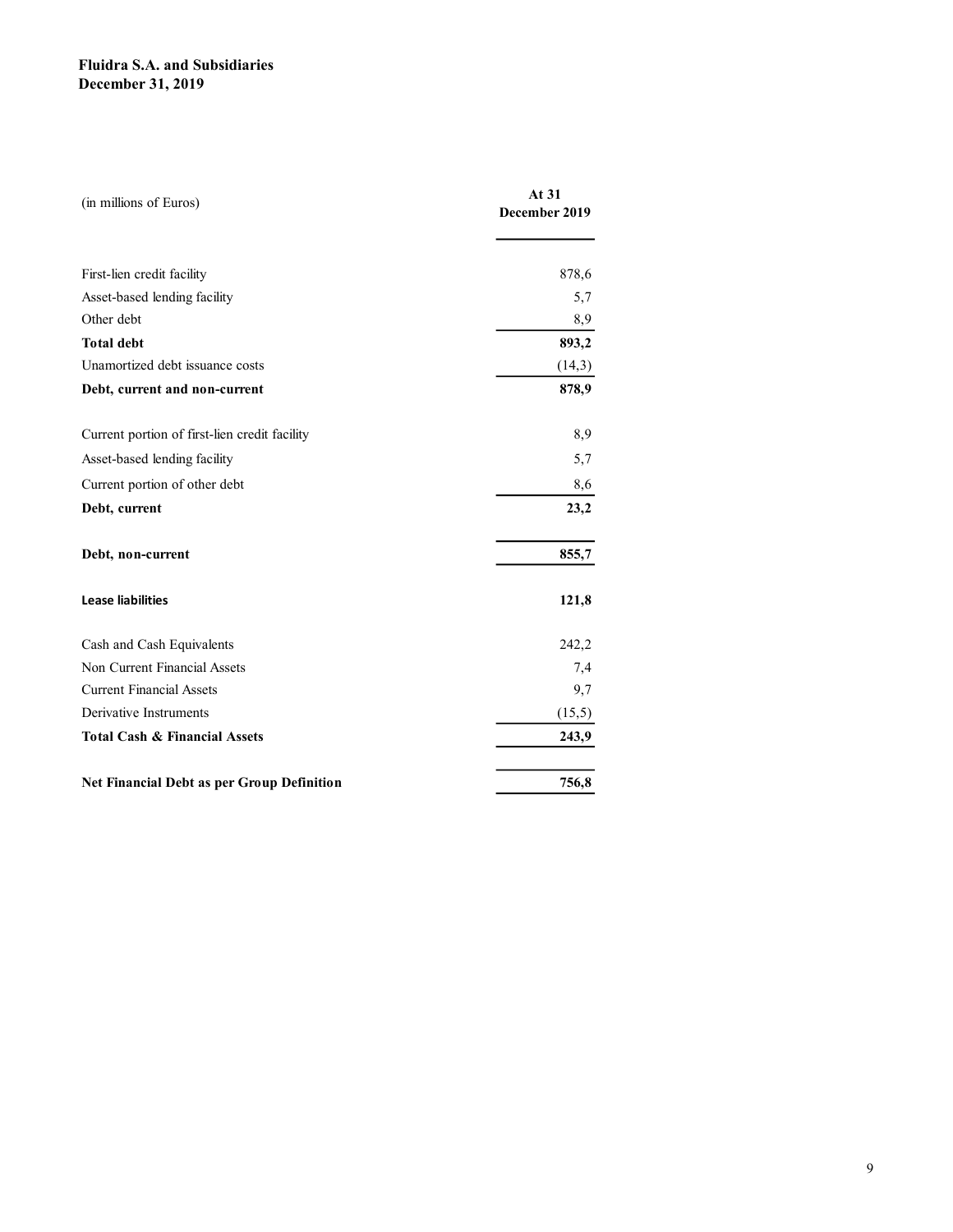**Fluidra S.A. and Subsidiaries**
**December 31, 2019**

| (in millions of Euros) | At 31 December 2019 |
|---|---|
| First-lien credit facility | 878,6 |
| Asset-based lending facility | 5,7 |
| Other debt | 8,9 |
| **Total debt** | **893,2** |
| Unamortized debt issuance costs | (14,3) |
| **Debt, current and non-current** | **878,9** |
| | |
| Current portion of first-lien credit facility | 8,9 |
| Asset-based lending facility | 5,7 |
| Current portion of other debt | 8,6 |
| **Debt, current** | **23,2** |
| | |
| **Debt, non-current** | **855,7** |
| | |
| **Lease liabilities** | **121,8** |
| | |
| Cash and Cash Equivalents | 242,2 |
| Non Current Financial Assets | 7,4 |
| Current Financial Assets | 9,7 |
| Derivative Instruments | (15,5) |
| **Total Cash & Financial Assets** | **243,9** |
| | |
| **Net Financial Debt as per Group Definition** | **756,8** |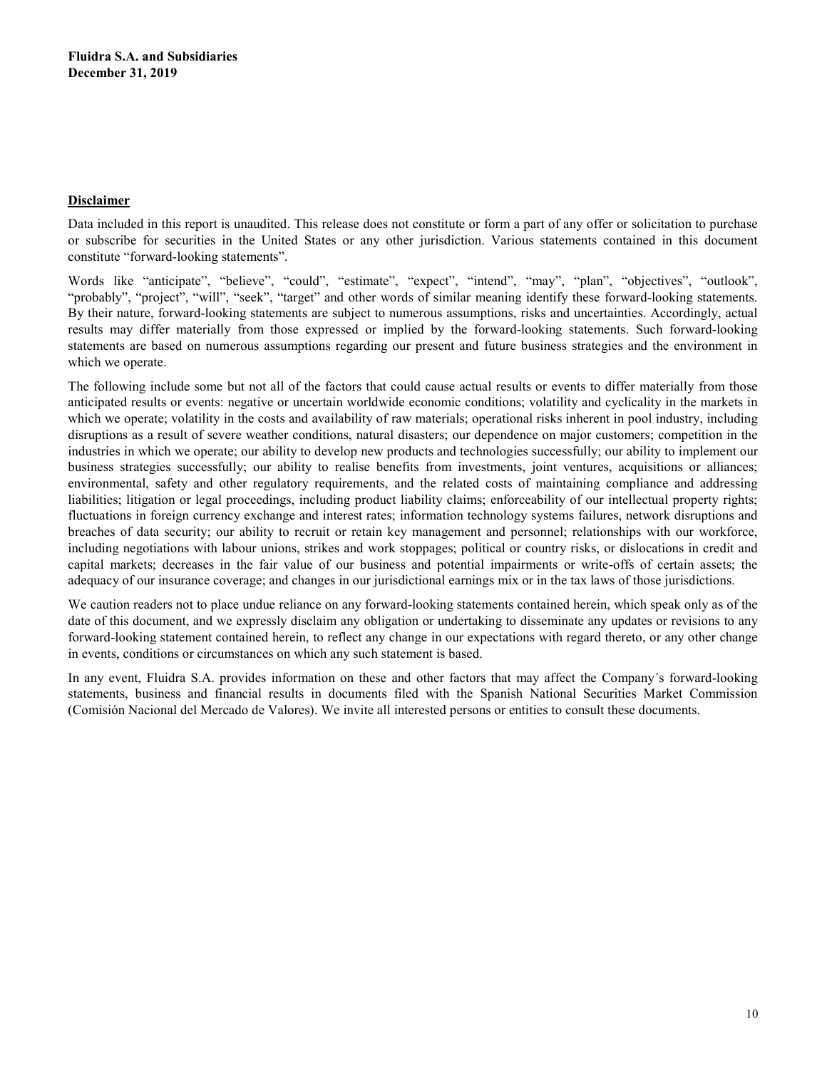**Fluidra S.A. and Subsidiaries**
**December 31, 2019**

## Disclaimer

Data included in this report is unaudited. This release does not constitute or form a part of any offer or solicitation to purchase or subscribe for securities in the United States or any other jurisdiction. Various statements contained in this document constitute "forward-looking statements".

Words like "anticipate", "believe", "could", "estimate", "expect", "intend", "may", "plan", "objectives", "outlook", "probably", "project", "will", "seek", "target" and other words of similar meaning identify these forward-looking statements. By their nature, forward-looking statements are subject to numerous assumptions, risks and uncertainties. Accordingly, actual results may differ materially from those expressed or implied by the forward-looking statements. Such forward-looking statements are based on numerous assumptions regarding our present and future business strategies and the environment in which we operate.

The following include some but not all of the factors that could cause actual results or events to differ materially from those anticipated results or events: negative or uncertain worldwide economic conditions; volatility and cyclicality in the markets in which we operate; volatility in the costs and availability of raw materials; operational risks inherent in pool industry, including disruptions as a result of severe weather conditions, natural disasters; our dependence on major customers; competition in the industries in which we operate; our ability to develop new products and technologies successfully; our ability to implement our business strategies successfully; our ability to realise benefits from investments, joint ventures, acquisitions or alliances; environmental, safety and other regulatory requirements, and the related costs of maintaining compliance and addressing liabilities; litigation or legal proceedings, including product liability claims; enforceability of our intellectual property rights; fluctuations in foreign currency exchange and interest rates; information technology systems failures, network disruptions and breaches of data security; our ability to recruit or retain key management and personnel; relationships with our workforce, including negotiations with labour unions, strikes and work stoppages; political or country risks, or dislocations in credit and capital markets; decreases in the fair value of our business and potential impairments or write-offs of certain assets; the adequacy of our insurance coverage; and changes in our jurisdictional earnings mix or in the tax laws of those jurisdictions.

We caution readers not to place undue reliance on any forward-looking statements contained herein, which speak only as of the date of this document, and we expressly disclaim any obligation or undertaking to disseminate any updates or revisions to any forward-looking statement contained herein, to reflect any change in our expectations with regard thereto, or any other change in events, conditions or circumstances on which any such statement is based.

In any event, Fluidra S.A. provides information on these and other factors that may affect the Company´s forward-looking statements, business and financial results in documents filed with the Spanish National Securities Market Commission (Comisión Nacional del Mercado de Valores). We invite all interested persons or entities to consult these documents.